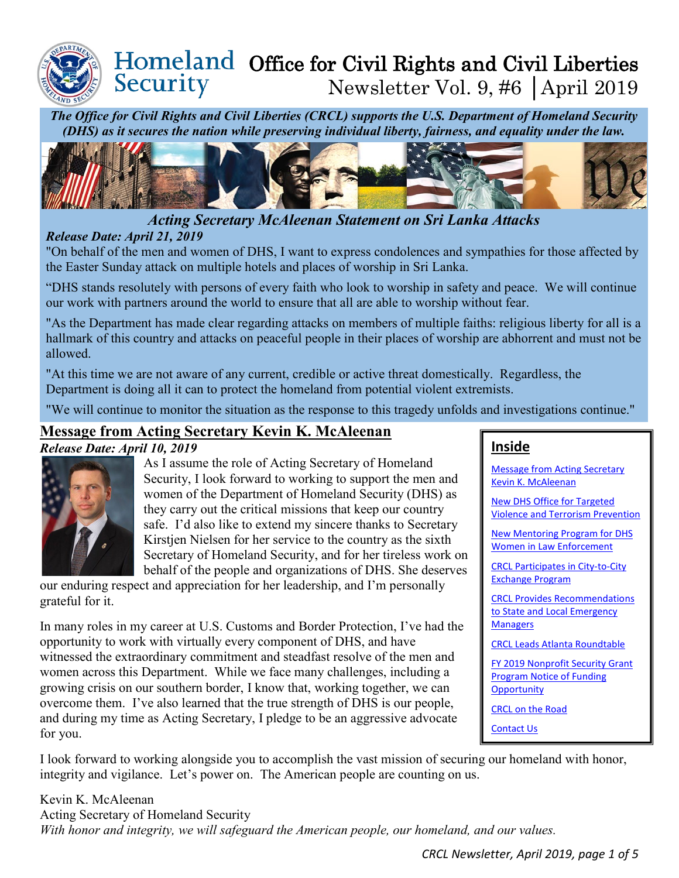# Homeland Security Office for Civil Rights and Civil Liberties

Newsletter Vol. 9, #6 | April 2019

***The Office for Civil Rights and Civil Liberties (CRCL) supports the U.S. Department of Homeland Security (DHS) as it secures the nation while preserving individual liberty, fairness, and equality under the law.***

## *Acting Secretary McAleenan Statement on Sri Lanka Attacks*

***Release Date: April 21, 2019***

"On behalf of the men and women of DHS, I want to express condolences and sympathies for those affected by the Easter Sunday attack on multiple hotels and places of worship in Sri Lanka.

"DHS stands resolutely with persons of every faith who look to worship in safety and peace. We will continue our work with partners around the world to ensure that all are able to worship without fear.

"As the Department has made clear regarding attacks on members of multiple faiths: religious liberty for all is a hallmark of this country and attacks on peaceful people in their places of worship are abhorrent and must not be allowed.

"At this time we are not aware of any current, credible or active threat domestically. Regardless, the Department is doing all it can to protect the homeland from potential violent extremists.

"We will continue to monitor the situation as the response to this tragedy unfolds and investigations continue."

## Message from Acting Secretary Kevin K. McAleenan

***Release Date: April 10, 2019***

As I assume the role of Acting Secretary of Homeland Security, I look forward to working to support the men and women of the Department of Homeland Security (DHS) as they carry out the critical missions that keep our country safe. I'd also like to extend my sincere thanks to Secretary Kirstjen Nielsen for her service to the country as the sixth Secretary of Homeland Security, and for her tireless work on behalf of the people and organizations of DHS. She deserves our enduring respect and appreciation for her leadership, and I'm personally grateful for it.

In many roles in my career at U.S. Customs and Border Protection, I've had the opportunity to work with virtually every component of DHS, and have witnessed the extraordinary commitment and steadfast resolve of the men and women across this Department. While we face many challenges, including a growing crisis on our southern border, I know that, working together, we can overcome them. I've also learned that the true strength of DHS is our people, and during my time as Acting Secretary, I pledge to be an aggressive advocate for you.

I look forward to working alongside you to accomplish the vast mission of securing our homeland with honor, integrity and vigilance. Let's power on. The American people are counting on us.

Kevin K. McAleenan
Acting Secretary of Homeland Security
*With honor and integrity, we will safeguard the American people, our homeland, and our values.*

### Inside

- Message from Acting Secretary Kevin K. McAleenan
- New DHS Office for Targeted Violence and Terrorism Prevention
- New Mentoring Program for DHS Women in Law Enforcement
- CRCL Participates in City-to-City Exchange Program
- CRCL Provides Recommendations to State and Local Emergency Managers
- CRCL Leads Atlanta Roundtable
- FY 2019 Nonprofit Security Grant Program Notice of Funding Opportunity
- CRCL on the Road
- Contact Us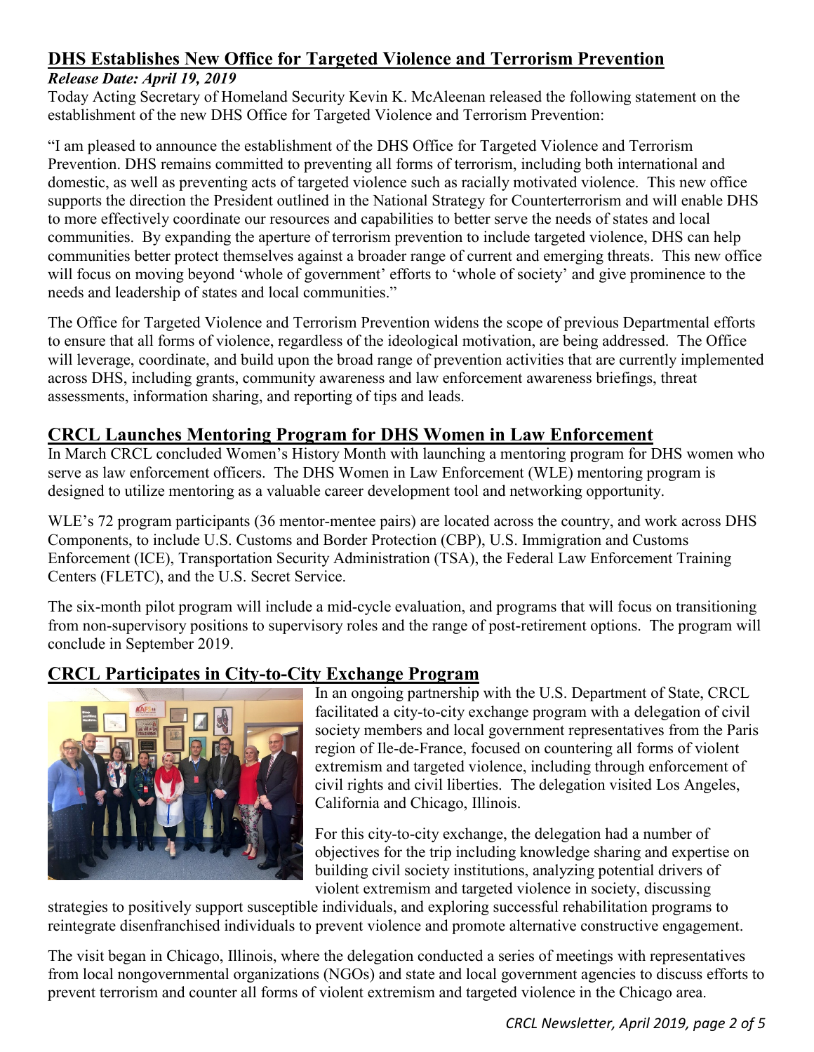## DHS Establishes New Office for Targeted Violence and Terrorism Prevention

***Release Date: April 19, 2019***

Today Acting Secretary of Homeland Security Kevin K. McAleenan released the following statement on the establishment of the new DHS Office for Targeted Violence and Terrorism Prevention:

"I am pleased to announce the establishment of the DHS Office for Targeted Violence and Terrorism Prevention. DHS remains committed to preventing all forms of terrorism, including both international and domestic, as well as preventing acts of targeted violence such as racially motivated violence. This new office supports the direction the President outlined in the National Strategy for Counterterrorism and will enable DHS to more effectively coordinate our resources and capabilities to better serve the needs of states and local communities. By expanding the aperture of terrorism prevention to include targeted violence, DHS can help communities better protect themselves against a broader range of current and emerging threats. This new office will focus on moving beyond 'whole of government' efforts to 'whole of society' and give prominence to the needs and leadership of states and local communities."

The Office for Targeted Violence and Terrorism Prevention widens the scope of previous Departmental efforts to ensure that all forms of violence, regardless of the ideological motivation, are being addressed. The Office will leverage, coordinate, and build upon the broad range of prevention activities that are currently implemented across DHS, including grants, community awareness and law enforcement awareness briefings, threat assessments, information sharing, and reporting of tips and leads.

## CRCL Launches Mentoring Program for DHS Women in Law Enforcement

In March CRCL concluded Women's History Month with launching a mentoring program for DHS women who serve as law enforcement officers. The DHS Women in Law Enforcement (WLE) mentoring program is designed to utilize mentoring as a valuable career development tool and networking opportunity.

WLE's 72 program participants (36 mentor-mentee pairs) are located across the country, and work across DHS Components, to include U.S. Customs and Border Protection (CBP), U.S. Immigration and Customs Enforcement (ICE), Transportation Security Administration (TSA), the Federal Law Enforcement Training Centers (FLETC), and the U.S. Secret Service.

The six-month pilot program will include a mid-cycle evaluation, and programs that will focus on transitioning from non-supervisory positions to supervisory roles and the range of post-retirement options. The program will conclude in September 2019.

## CRCL Participates in City-to-City Exchange Program

In an ongoing partnership with the U.S. Department of State, CRCL facilitated a city-to-city exchange program with a delegation of civil society members and local government representatives from the Paris region of Ile-de-France, focused on countering all forms of violent extremism and targeted violence, including through enforcement of civil rights and civil liberties. The delegation visited Los Angeles, California and Chicago, Illinois.

For this city-to-city exchange, the delegation had a number of objectives for the trip including knowledge sharing and expertise on building civil society institutions, analyzing potential drivers of violent extremism and targeted violence in society, discussing strategies to positively support susceptible individuals, and exploring successful rehabilitation programs to reintegrate disenfranchised individuals to prevent violence and promote alternative constructive engagement.

The visit began in Chicago, Illinois, where the delegation conducted a series of meetings with representatives from local nongovernmental organizations (NGOs) and state and local government agencies to discuss efforts to prevent terrorism and counter all forms of violent extremism and targeted violence in the Chicago area.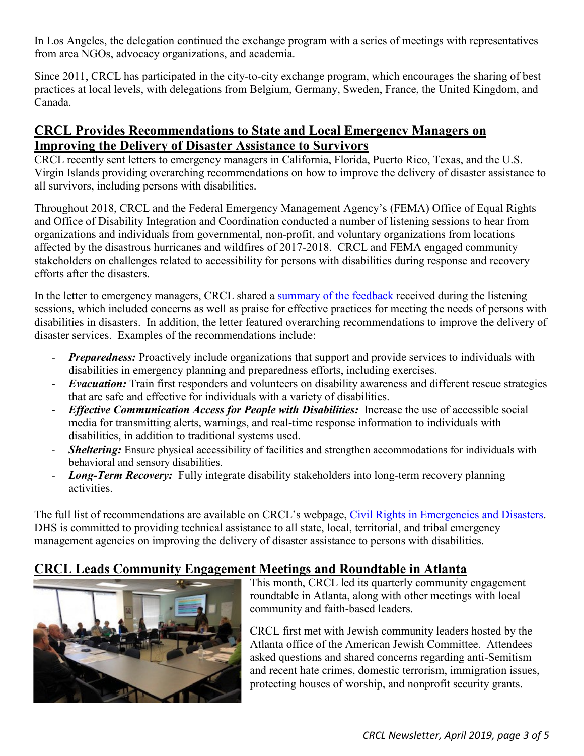In Los Angeles, the delegation continued the exchange program with a series of meetings with representatives from area NGOs, advocacy organizations, and academia.

Since 2011, CRCL has participated in the city-to-city exchange program, which encourages the sharing of best practices at local levels, with delegations from Belgium, Germany, Sweden, France, the United Kingdom, and Canada.

## CRCL Provides Recommendations to State and Local Emergency Managers on Improving the Delivery of Disaster Assistance to Survivors

CRCL recently sent letters to emergency managers in California, Florida, Puerto Rico, Texas, and the U.S. Virgin Islands providing overarching recommendations on how to improve the delivery of disaster assistance to all survivors, including persons with disabilities.

Throughout 2018, CRCL and the Federal Emergency Management Agency's (FEMA) Office of Equal Rights and Office of Disability Integration and Coordination conducted a number of listening sessions to hear from organizations and individuals from governmental, non-profit, and voluntary organizations from locations affected by the disastrous hurricanes and wildfires of 2017-2018. CRCL and FEMA engaged community stakeholders on challenges related to accessibility for persons with disabilities during response and recovery efforts after the disasters.

In the letter to emergency managers, CRCL shared a summary of the feedback received during the listening sessions, which included concerns as well as praise for effective practices for meeting the needs of persons with disabilities in disasters. In addition, the letter featured overarching recommendations to improve the delivery of disaster services. Examples of the recommendations include:

- ***Preparedness:*** Proactively include organizations that support and provide services to individuals with disabilities in emergency planning and preparedness efforts, including exercises.
- ***Evacuation:*** Train first responders and volunteers on disability awareness and different rescue strategies that are safe and effective for individuals with a variety of disabilities.
- ***Effective Communication Access for People with Disabilities:*** Increase the use of accessible social media for transmitting alerts, warnings, and real-time response information to individuals with disabilities, in addition to traditional systems used.
- ***Sheltering:*** Ensure physical accessibility of facilities and strengthen accommodations for individuals with behavioral and sensory disabilities.
- ***Long-Term Recovery:*** Fully integrate disability stakeholders into long-term recovery planning activities.

The full list of recommendations are available on CRCL's webpage, Civil Rights in Emergencies and Disasters. DHS is committed to providing technical assistance to all state, local, territorial, and tribal emergency management agencies on improving the delivery of disaster assistance to persons with disabilities.

## CRCL Leads Community Engagement Meetings and Roundtable in Atlanta

This month, CRCL led its quarterly community engagement roundtable in Atlanta, along with other meetings with local community and faith-based leaders.

CRCL first met with Jewish community leaders hosted by the Atlanta office of the American Jewish Committee. Attendees asked questions and shared concerns regarding anti-Semitism and recent hate crimes, domestic terrorism, immigration issues, protecting houses of worship, and nonprofit security grants.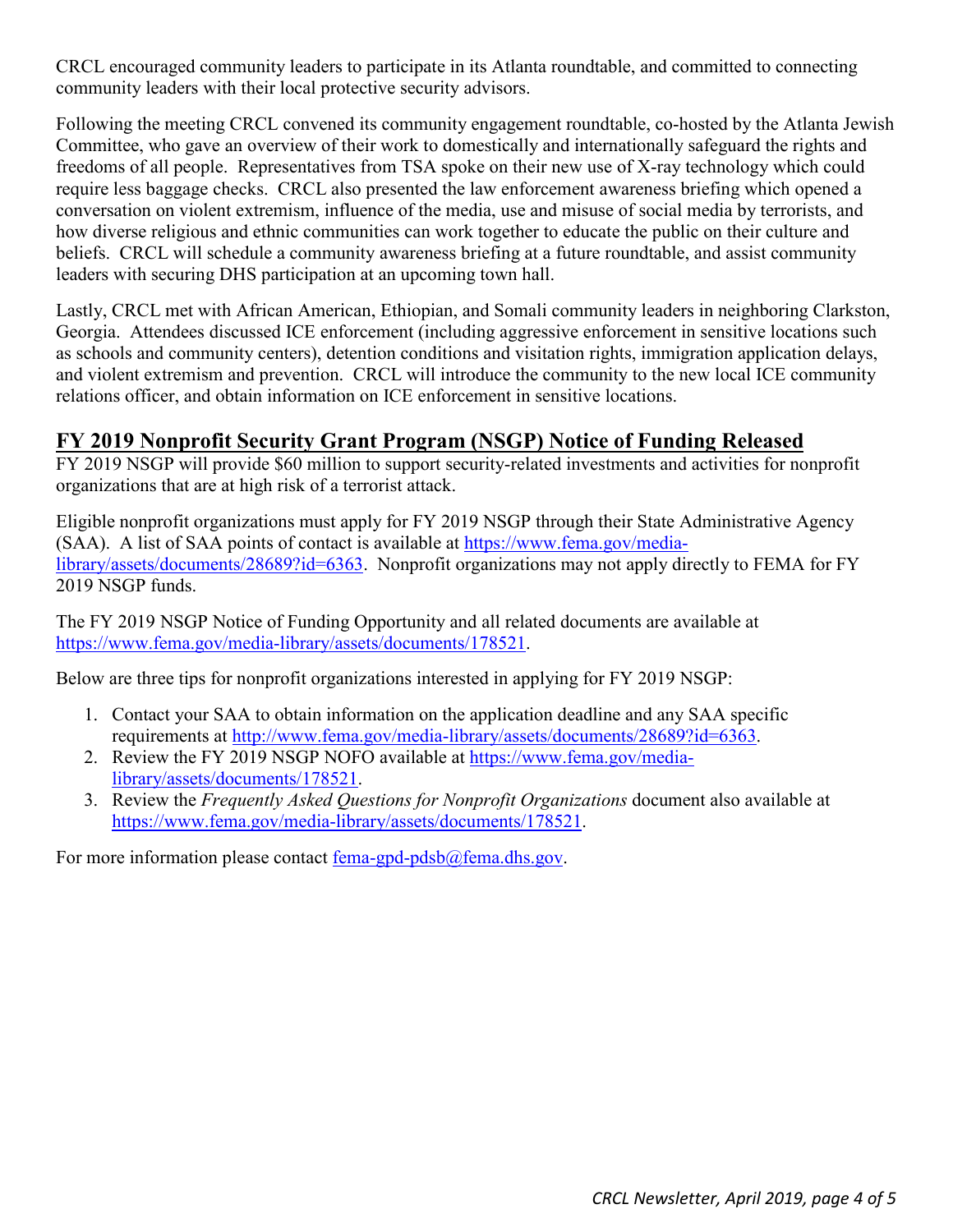CRCL encouraged community leaders to participate in its Atlanta roundtable, and committed to connecting community leaders with their local protective security advisors.

Following the meeting CRCL convened its community engagement roundtable, co-hosted by the Atlanta Jewish Committee, who gave an overview of their work to domestically and internationally safeguard the rights and freedoms of all people. Representatives from TSA spoke on their new use of X-ray technology which could require less baggage checks. CRCL also presented the law enforcement awareness briefing which opened a conversation on violent extremism, influence of the media, use and misuse of social media by terrorists, and how diverse religious and ethnic communities can work together to educate the public on their culture and beliefs. CRCL will schedule a community awareness briefing at a future roundtable, and assist community leaders with securing DHS participation at an upcoming town hall.

Lastly, CRCL met with African American, Ethiopian, and Somali community leaders in neighboring Clarkston, Georgia. Attendees discussed ICE enforcement (including aggressive enforcement in sensitive locations such as schools and community centers), detention conditions and visitation rights, immigration application delays, and violent extremism and prevention. CRCL will introduce the community to the new local ICE community relations officer, and obtain information on ICE enforcement in sensitive locations.

## FY 2019 Nonprofit Security Grant Program (NSGP) Notice of Funding Released

FY 2019 NSGP will provide $60 million to support security-related investments and activities for nonprofit organizations that are at high risk of a terrorist attack.

Eligible nonprofit organizations must apply for FY 2019 NSGP through their State Administrative Agency (SAA). A list of SAA points of contact is available at https://www.fema.gov/media-library/assets/documents/28689?id=6363. Nonprofit organizations may not apply directly to FEMA for FY 2019 NSGP funds.

The FY 2019 NSGP Notice of Funding Opportunity and all related documents are available at https://www.fema.gov/media-library/assets/documents/178521.

Below are three tips for nonprofit organizations interested in applying for FY 2019 NSGP:

1. Contact your SAA to obtain information on the application deadline and any SAA specific requirements at http://www.fema.gov/media-library/assets/documents/28689?id=6363.
2. Review the FY 2019 NSGP NOFO available at https://www.fema.gov/media-library/assets/documents/178521.
3. Review the *Frequently Asked Questions for Nonprofit Organizations* document also available at https://www.fema.gov/media-library/assets/documents/178521.

For more information please contact fema-gpd-pdsb@fema.dhs.gov.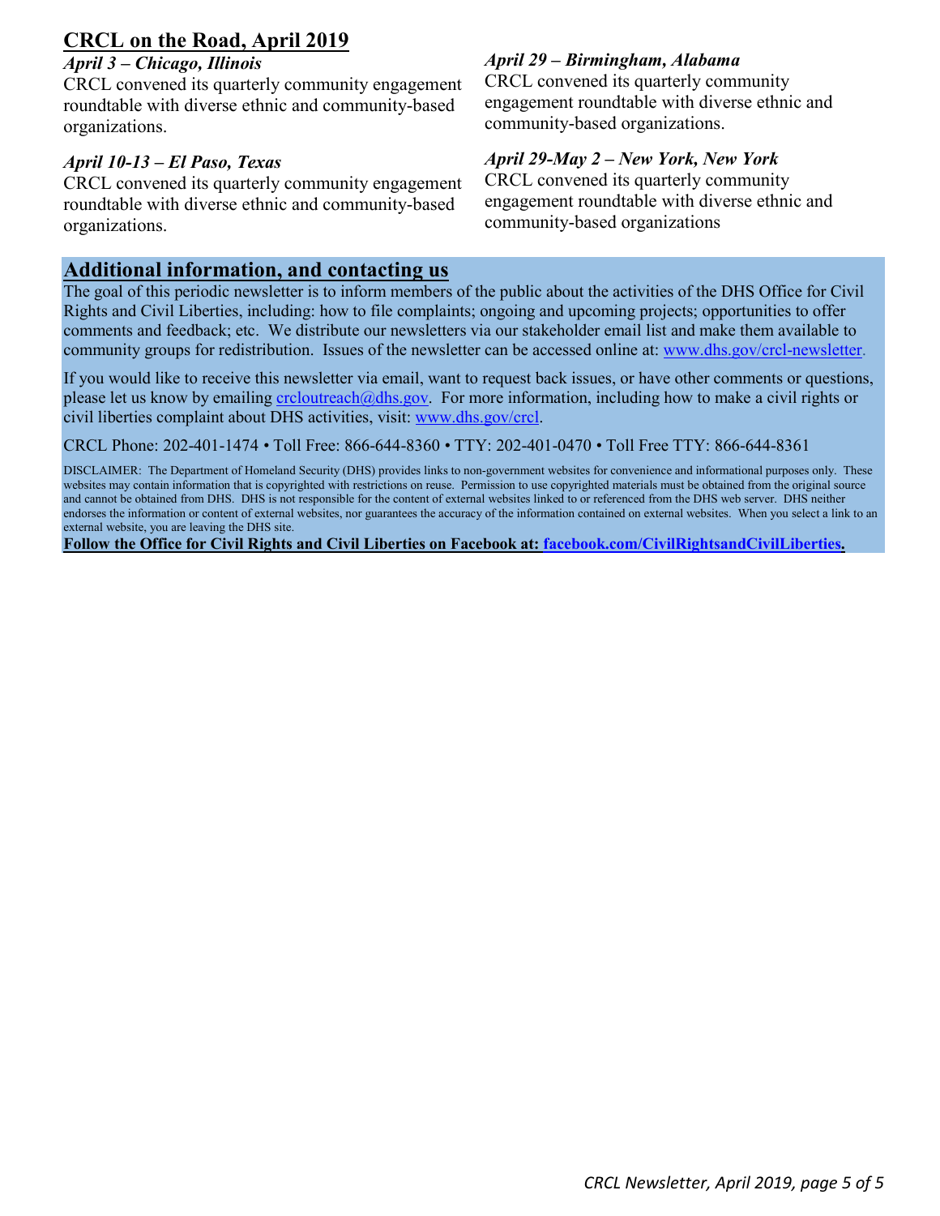## CRCL on the Road, April 2019

### *April 3 – Chicago, Illinois*

CRCL convened its quarterly community engagement roundtable with diverse ethnic and community-based organizations.

### *April 10-13 – El Paso, Texas*

CRCL convened its quarterly community engagement roundtable with diverse ethnic and community-based organizations.

### *April 29 – Birmingham, Alabama*

CRCL convened its quarterly community engagement roundtable with diverse ethnic and community-based organizations.

### *April 29-May 2 – New York, New York*

CRCL convened its quarterly community engagement roundtable with diverse ethnic and community-based organizations

## Additional information, and contacting us

The goal of this periodic newsletter is to inform members of the public about the activities of the DHS Office for Civil Rights and Civil Liberties, including: how to file complaints; ongoing and upcoming projects; opportunities to offer comments and feedback; etc. We distribute our newsletters via our stakeholder email list and make them available to community groups for redistribution. Issues of the newsletter can be accessed online at: www.dhs.gov/crcl-newsletter.

If you would like to receive this newsletter via email, want to request back issues, or have other comments or questions, please let us know by emailing crcloutreach@dhs.gov. For more information, including how to make a civil rights or civil liberties complaint about DHS activities, visit: www.dhs.gov/crcl.

CRCL Phone: 202-401-1474 • Toll Free: 866-644-8360 • TTY: 202-401-0470 • Toll Free TTY: 866-644-8361

DISCLAIMER: The Department of Homeland Security (DHS) provides links to non-government websites for convenience and informational purposes only. These websites may contain information that is copyrighted with restrictions on reuse. Permission to use copyrighted materials must be obtained from the original source and cannot be obtained from DHS. DHS is not responsible for the content of external websites linked to or referenced from the DHS web server. DHS neither endorses the information or content of external websites, nor guarantees the accuracy of the information contained on external websites. When you select a link to an external website, you are leaving the DHS site.

**Follow the Office for Civil Rights and Civil Liberties on Facebook at: facebook.com/CivilRightsandCivilLiberties.**